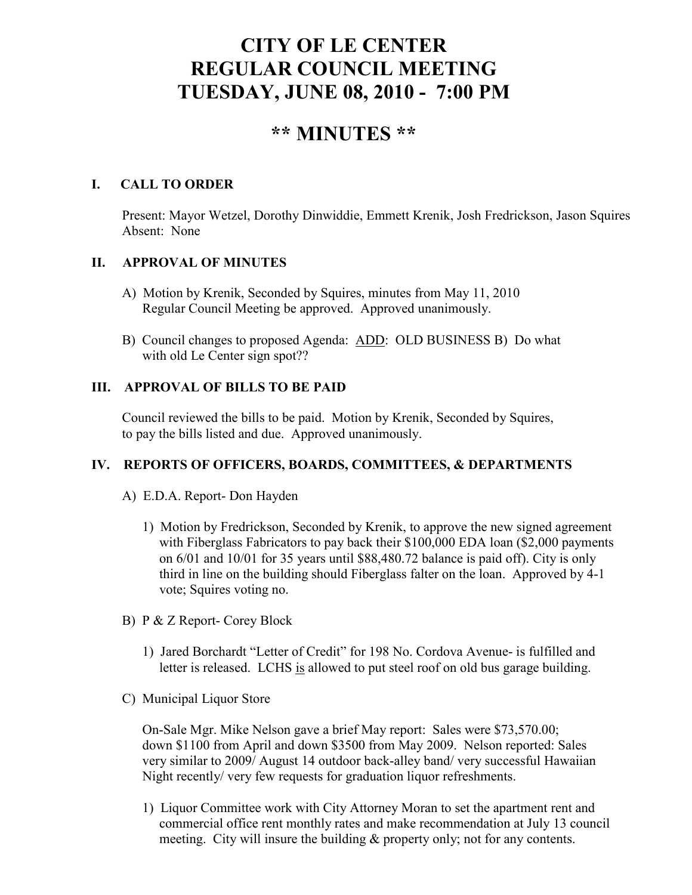# CITY OF LE CENTER
# REGULAR COUNCIL MEETING
# TUESDAY, JUNE 08, 2010 - 7:00 PM

## ** MINUTES **

### I. CALL TO ORDER

Present: Mayor Wetzel, Dorothy Dinwiddie, Emmett Krenik, Josh Fredrickson, Jason Squires
Absent: None

### II. APPROVAL OF MINUTES

A) Motion by Krenik, Seconded by Squires, minutes from May 11, 2010 Regular Council Meeting be approved. Approved unanimously.

B) Council changes to proposed Agenda: ADD: OLD BUSINESS B) Do what with old Le Center sign spot??

### III. APPROVAL OF BILLS TO BE PAID

Council reviewed the bills to be paid. Motion by Krenik, Seconded by Squires, to pay the bills listed and due. Approved unanimously.

### IV. REPORTS OF OFFICERS, BOARDS, COMMITTEES, & DEPARTMENTS

A) E.D.A. Report- Don Hayden

1) Motion by Fredrickson, Seconded by Krenik, to approve the new signed agreement with Fiberglass Fabricators to pay back their $100,000 EDA loan ($2,000 payments on 6/01 and 10/01 for 35 years until $88,480.72 balance is paid off). City is only third in line on the building should Fiberglass falter on the loan. Approved by 4-1 vote; Squires voting no.

B) P & Z Report- Corey Block

1) Jared Borchardt "Letter of Credit" for 198 No. Cordova Avenue- is fulfilled and letter is released. LCHS is allowed to put steel roof on old bus garage building.

C) Municipal Liquor Store

On-Sale Mgr. Mike Nelson gave a brief May report: Sales were $73,570.00; down $1100 from April and down $3500 from May 2009. Nelson reported: Sales very similar to 2009/ August 14 outdoor back-alley band/ very successful Hawaiian Night recently/ very few requests for graduation liquor refreshments.

1) Liquor Committee work with City Attorney Moran to set the apartment rent and commercial office rent monthly rates and make recommendation at July 13 council meeting. City will insure the building & property only; not for any contents.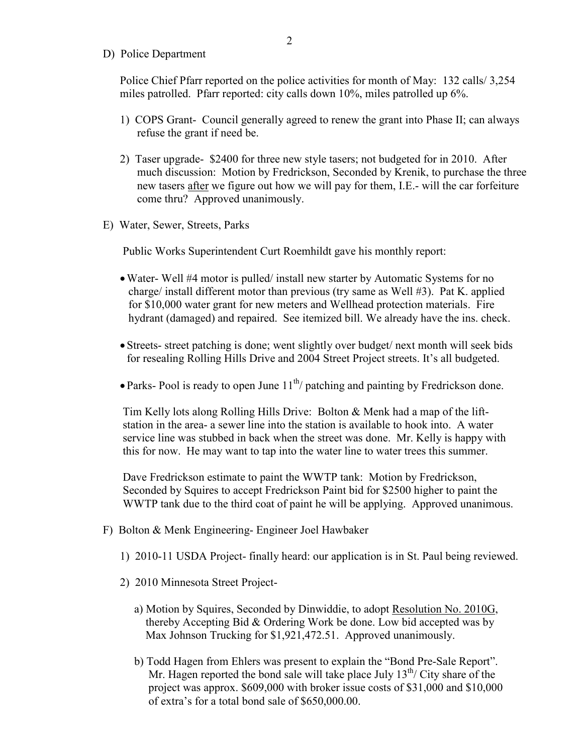D) Police Department

Police Chief Pfarr reported on the police activities for month of May: 132 calls/ 3,254 miles patrolled. Pfarr reported: city calls down 10%, miles patrolled up 6%.

1) COPS Grant- Council generally agreed to renew the grant into Phase II; can always refuse the grant if need be.

2) Taser upgrade- $2400 for three new style tasers; not budgeted for in 2010. After much discussion: Motion by Fredrickson, Seconded by Krenik, to purchase the three new tasers <u>after</u> we figure out how we will pay for them, I.E.- will the car forfeiture come thru? Approved unanimously.

E) Water, Sewer, Streets, Parks

Public Works Superintendent Curt Roemhildt gave his monthly report:

- Water- Well #4 motor is pulled/ install new starter by Automatic Systems for no charge/ install different motor than previous (try same as Well #3). Pat K. applied for $10,000 water grant for new meters and Wellhead protection materials. Fire hydrant (damaged) and repaired. See itemized bill. We already have the ins. check.

- Streets- street patching is done; went slightly over budget/ next month will seek bids for resealing Rolling Hills Drive and 2004 Street Project streets. It's all budgeted.

- Parks- Pool is ready to open June 11th/ patching and painting by Fredrickson done.

Tim Kelly lots along Rolling Hills Drive: Bolton & Menk had a map of the lift-station in the area- a sewer line into the station is available to hook into. A water service line was stubbed in back when the street was done. Mr. Kelly is happy with this for now. He may want to tap into the water line to water trees this summer.

Dave Fredrickson estimate to paint the WWTP tank: Motion by Fredrickson, Seconded by Squires to accept Fredrickson Paint bid for $2500 higher to paint the WWTP tank due to the third coat of paint he will be applying. Approved unanimous.

F) Bolton & Menk Engineering- Engineer Joel Hawbaker

1) 2010-11 USDA Project- finally heard: our application is in St. Paul being reviewed.

2) 2010 Minnesota Street Project-

   a) Motion by Squires, Seconded by Dinwiddie, to adopt <u>Resolution No. 2010G</u>, thereby Accepting Bid & Ordering Work be done. Low bid accepted was by Max Johnson Trucking for $1,921,472.51. Approved unanimously.

   b) Todd Hagen from Ehlers was present to explain the "Bond Pre-Sale Report". Mr. Hagen reported the bond sale will take place July 13th/ City share of the project was approx. $609,000 with broker issue costs of $31,000 and $10,000 of extra's for a total bond sale of $650,000.00.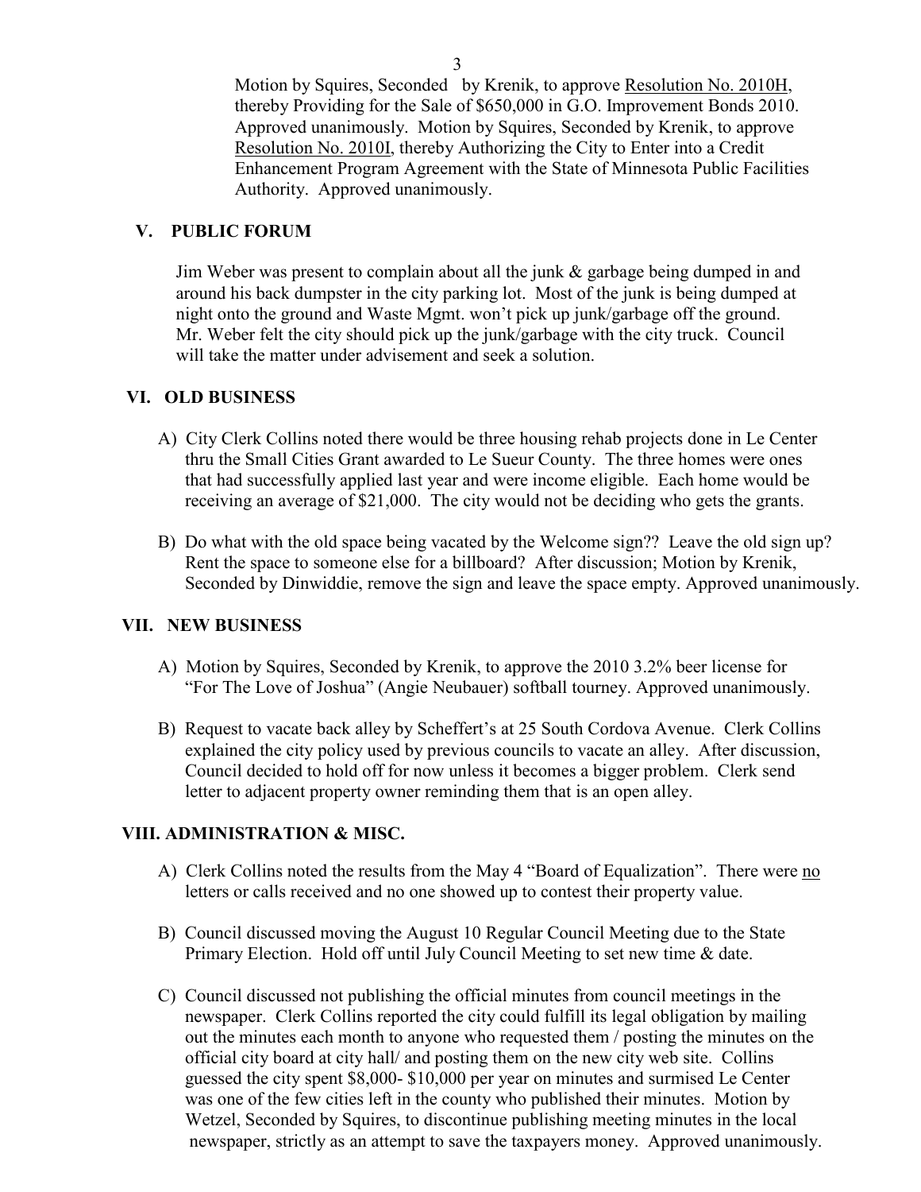Motion by Squires, Seconded by Krenik, to approve Resolution No. 2010H, thereby Providing for the Sale of $650,000 in G.O. Improvement Bonds 2010. Approved unanimously. Motion by Squires, Seconded by Krenik, to approve Resolution No. 2010I, thereby Authorizing the City to Enter into a Credit Enhancement Program Agreement with the State of Minnesota Public Facilities Authority. Approved unanimously.

## V. PUBLIC FORUM

Jim Weber was present to complain about all the junk & garbage being dumped in and around his back dumpster in the city parking lot. Most of the junk is being dumped at night onto the ground and Waste Mgmt. won't pick up junk/garbage off the ground. Mr. Weber felt the city should pick up the junk/garbage with the city truck. Council will take the matter under advisement and seek a solution.

## VI. OLD BUSINESS

A) City Clerk Collins noted there would be three housing rehab projects done in Le Center thru the Small Cities Grant awarded to Le Sueur County. The three homes were ones that had successfully applied last year and were income eligible. Each home would be receiving an average of $21,000. The city would not be deciding who gets the grants.

B) Do what with the old space being vacated by the Welcome sign?? Leave the old sign up? Rent the space to someone else for a billboard? After discussion; Motion by Krenik, Seconded by Dinwiddie, remove the sign and leave the space empty. Approved unanimously.

## VII. NEW BUSINESS

A) Motion by Squires, Seconded by Krenik, to approve the 2010 3.2% beer license for "For The Love of Joshua" (Angie Neubauer) softball tourney. Approved unanimously.

B) Request to vacate back alley by Scheffert's at 25 South Cordova Avenue. Clerk Collins explained the city policy used by previous councils to vacate an alley. After discussion, Council decided to hold off for now unless it becomes a bigger problem. Clerk send letter to adjacent property owner reminding them that is an open alley.

## VIII. ADMINISTRATION & MISC.

A) Clerk Collins noted the results from the May 4 "Board of Equalization". There were no letters or calls received and no one showed up to contest their property value.

B) Council discussed moving the August 10 Regular Council Meeting due to the State Primary Election. Hold off until July Council Meeting to set new time & date.

C) Council discussed not publishing the official minutes from council meetings in the newspaper. Clerk Collins reported the city could fulfill its legal obligation by mailing out the minutes each month to anyone who requested them / posting the minutes on the official city board at city hall/ and posting them on the new city web site. Collins guessed the city spent $8,000- $10,000 per year on minutes and surmised Le Center was one of the few cities left in the county who published their minutes. Motion by Wetzel, Seconded by Squires, to discontinue publishing meeting minutes in the local newspaper, strictly as an attempt to save the taxpayers money. Approved unanimously.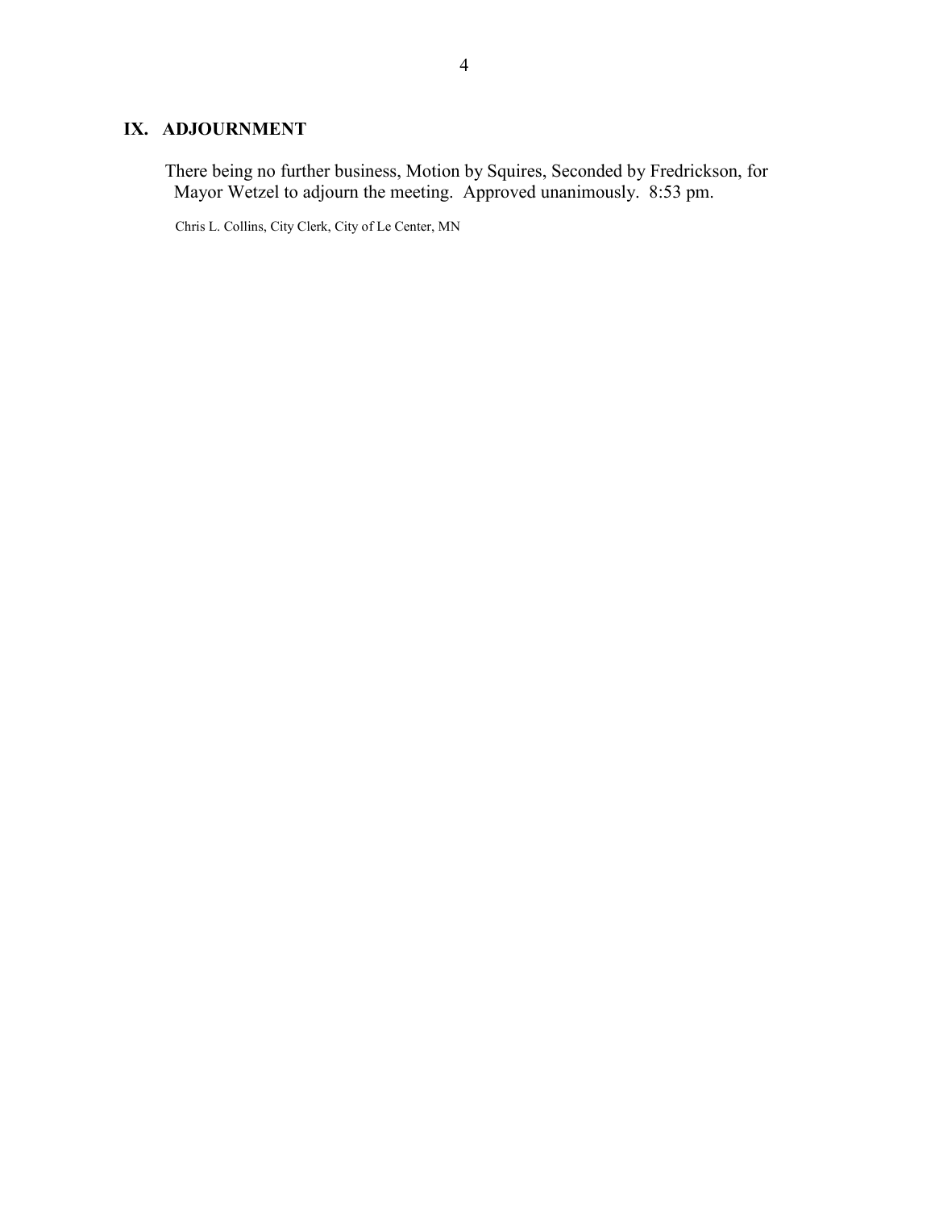## IX. ADJOURNMENT

There being no further business, Motion by Squires, Seconded by Fredrickson, for Mayor Wetzel to adjourn the meeting. Approved unanimously. 8:53 pm.

Chris L. Collins, City Clerk, City of Le Center, MN